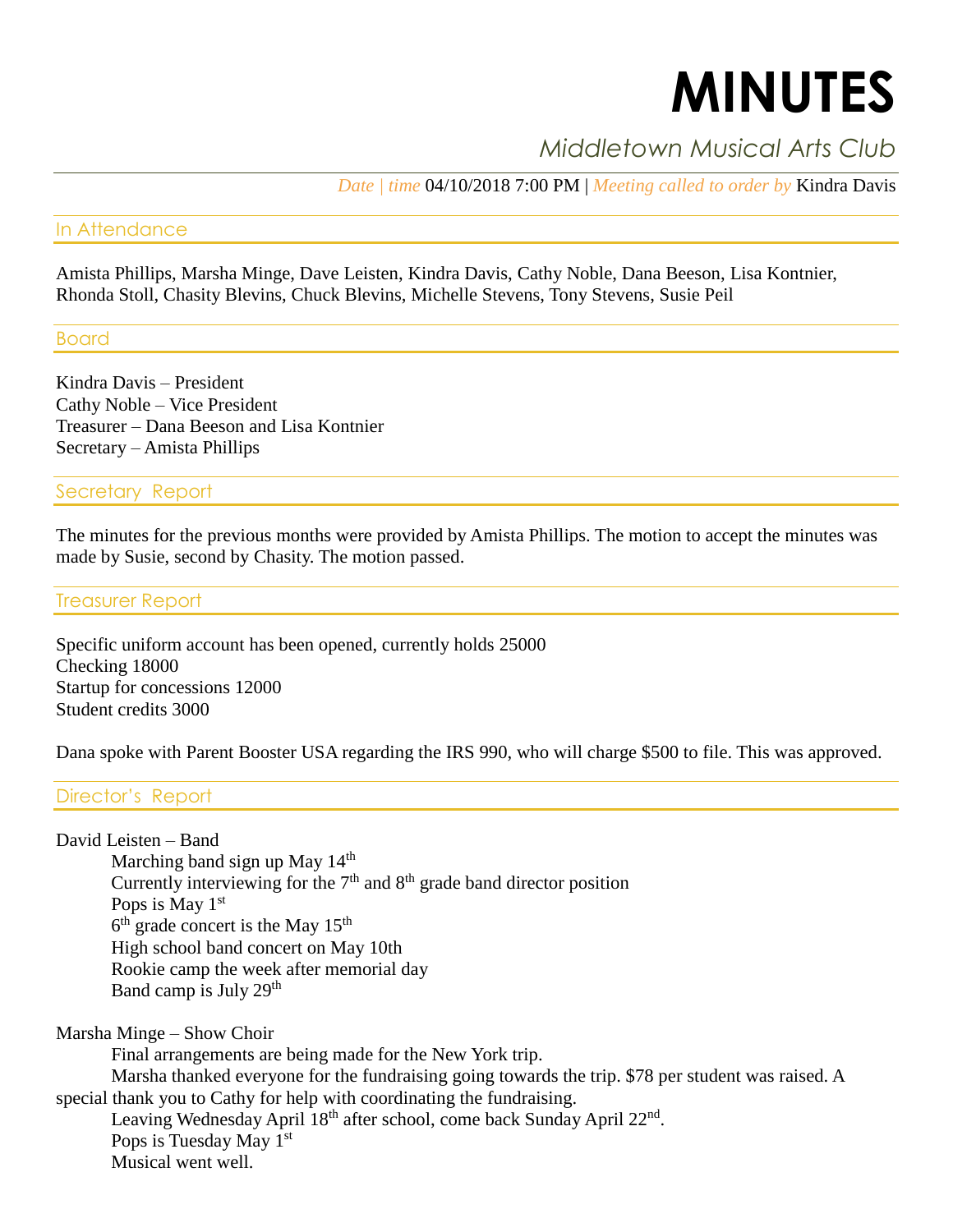# MINUTES

*Middletown Musical Arts Club*

*Date | time* 04/10/2018 7:00 PM | *Meeting called to order by* Kindra Davis

## In Attendance

Amista Phillips, Marsha Minge, Dave Leisten, Kindra Davis, Cathy Noble, Dana Beeson, Lisa Kontnier, Rhonda Stoll, Chasity Blevins, Chuck Blevins, Michelle Stevens, Tony Stevens, Susie Peil

## Board

Kindra Davis – President
Cathy Noble – Vice President
Treasurer – Dana Beeson and Lisa Kontnier
Secretary – Amista Phillips

## Secretary Report

The minutes for the previous months were provided by Amista Phillips. The motion to accept the minutes was made by Susie, second by Chasity. The motion passed.

## Treasurer Report

Specific uniform account has been opened, currently holds 25000
Checking 18000
Startup for concessions 12000
Student credits 3000

Dana spoke with Parent Booster USA regarding the IRS 990, who will charge $500 to file. This was approved.

## Director's Report

David Leisten – Band

- Marching band sign up May 14th
- Currently interviewing for the 7th and 8th grade band director position
- Pops is May 1st
- 6th grade concert is the May 15th
- High school band concert on May 10th
- Rookie camp the week after memorial day
- Band camp is July 29th

Marsha Minge – Show Choir

- Final arrangements are being made for the New York trip.
- Marsha thanked everyone for the fundraising going towards the trip. $78 per student was raised. A special thank you to Cathy for help with coordinating the fundraising.
- Leaving Wednesday April 18th after school, come back Sunday April 22nd.
- Pops is Tuesday May 1st
- Musical went well.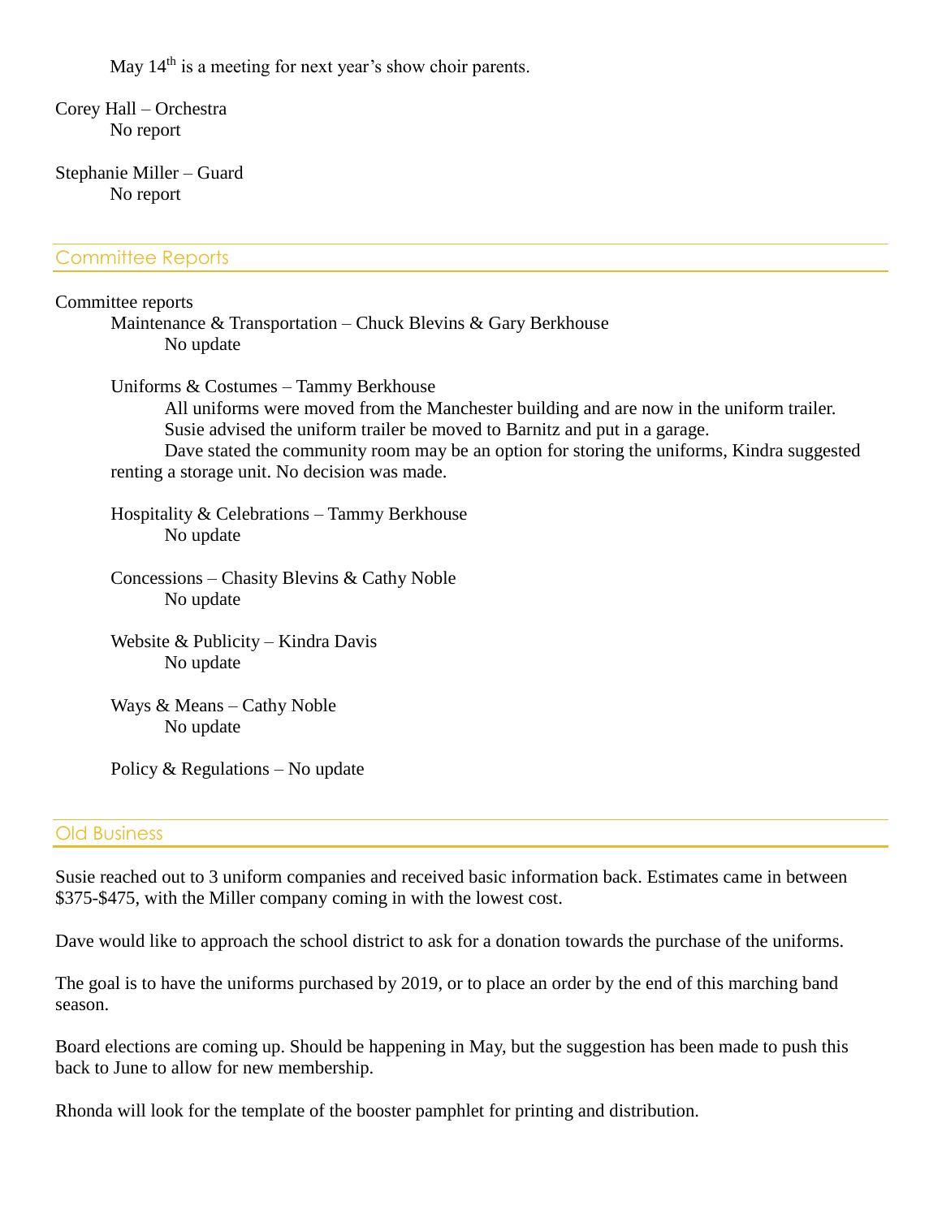May 14th is a meeting for next year's show choir parents.

Corey Hall – Orchestra
No report

Stephanie Miller – Guard
No report

## Committee Reports

Committee reports

Maintenance & Transportation – Chuck Blevins & Gary Berkhouse
No update

Uniforms & Costumes – Tammy Berkhouse
All uniforms were moved from the Manchester building and are now in the uniform trailer.
Susie advised the uniform trailer be moved to Barnitz and put in a garage.
Dave stated the community room may be an option for storing the uniforms, Kindra suggested renting a storage unit. No decision was made.

Hospitality & Celebrations – Tammy Berkhouse
No update

Concessions – Chasity Blevins & Cathy Noble
No update

Website & Publicity – Kindra Davis
No update

Ways & Means – Cathy Noble
No update

Policy & Regulations – No update

## Old Business

Susie reached out to 3 uniform companies and received basic information back. Estimates came in between $375-$475, with the Miller company coming in with the lowest cost.

Dave would like to approach the school district to ask for a donation towards the purchase of the uniforms.

The goal is to have the uniforms purchased by 2019, or to place an order by the end of this marching band season.

Board elections are coming up. Should be happening in May, but the suggestion has been made to push this back to June to allow for new membership.

Rhonda will look for the template of the booster pamphlet for printing and distribution.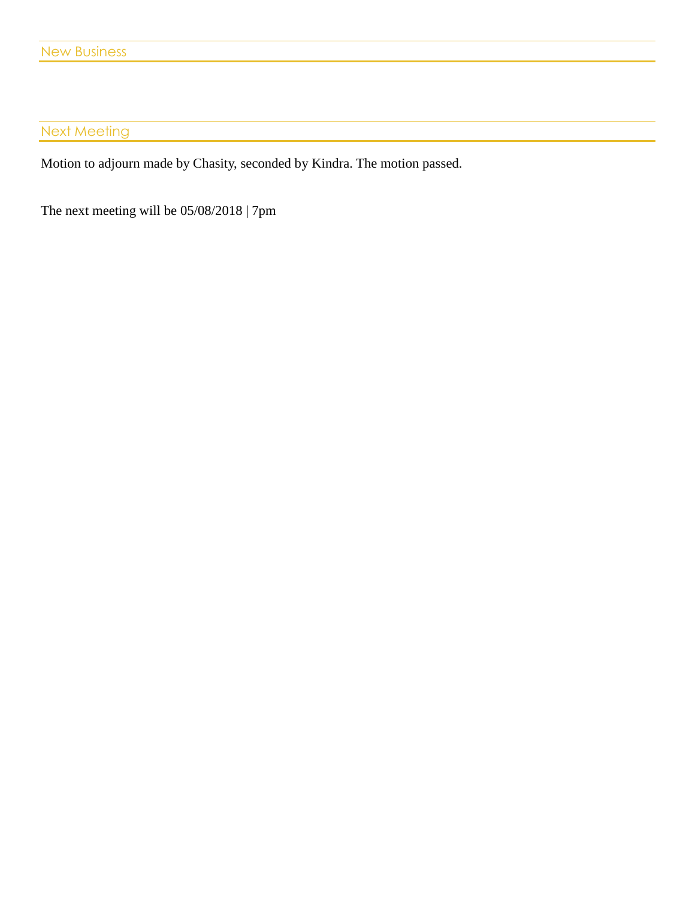## New Business

## Next Meeting

Motion to adjourn made by Chasity, seconded by Kindra. The motion passed.

The next meeting will be 05/08/2018 | 7pm